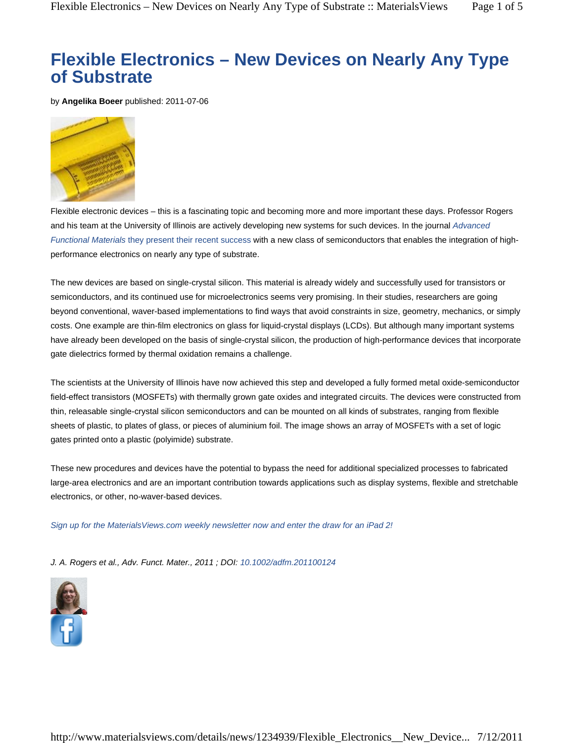# Flexible Electronics – New Devices on Nearly Any Type of Substrate

by **Angelika Boeer** published: 2011-07-06

Flexible electronic devices – this is a fascinating topic and becoming more and more important these days. Professor Rogers and his team at the University of Illinois are actively developing new systems for such devices. In the journal *Advanced Functional Materials* they present their recent success with a new class of semiconductors that enables the integration of high-performance electronics on nearly any type of substrate.

The new devices are based on single-crystal silicon. This material is already widely and successfully used for transistors or semiconductors, and its continued use for microelectronics seems very promising. In their studies, researchers are going beyond conventional, waver-based implementations to find ways that avoid constraints in size, geometry, mechanics, or simply costs. One example are thin-film electronics on glass for liquid-crystal displays (LCDs). But although many important systems have already been developed on the basis of single-crystal silicon, the production of high-performance devices that incorporate gate dielectrics formed by thermal oxidation remains a challenge.

The scientists at the University of Illinois have now achieved this step and developed a fully formed metal oxide-semiconductor field-effect transistors (MOSFETs) with thermally grown gate oxides and integrated circuits. The devices were constructed from thin, releasable single-crystal silicon semiconductors and can be mounted on all kinds of substrates, ranging from flexible sheets of plastic, to plates of glass, or pieces of aluminium foil. The image shows an array of MOSFETs with a set of logic gates printed onto a plastic (polyimide) substrate.

These new procedures and devices have the potential to bypass the need for additional specialized processes to fabricated large-area electronics and are an important contribution towards applications such as display systems, flexible and stretchable electronics, or other, no-waver-based devices.

*Sign up for the MaterialsViews.com weekly newsletter now and enter the draw for an iPad 2!*

*J. A. Rogers et al., Adv. Funct. Mater., 2011 ; DOI: 10.1002/adfm.201100124*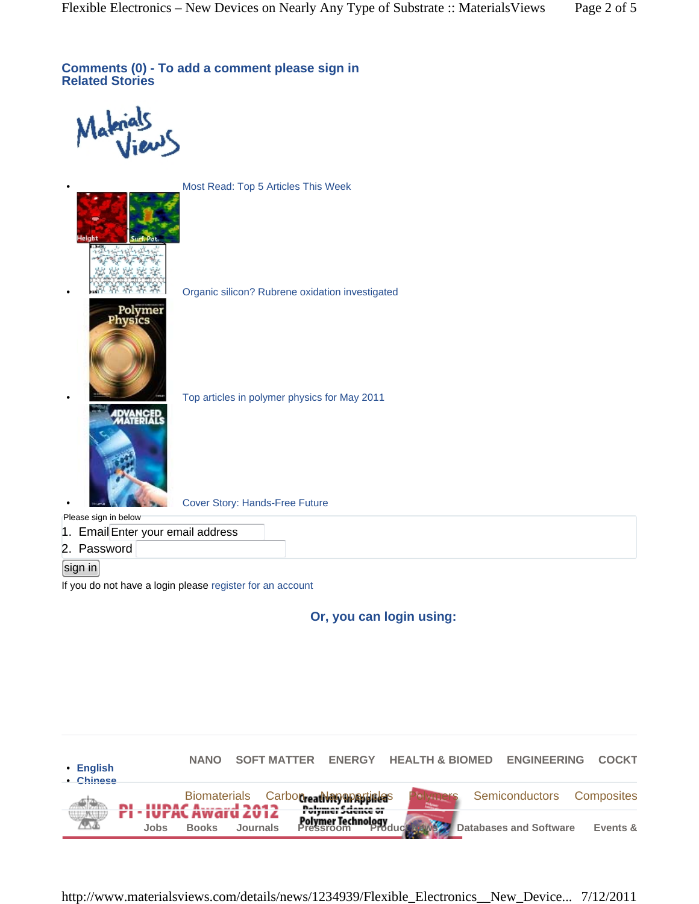**Comments (0) - To add a comment please sign in**
**Related Stories**

- Most Read: Top 5 Articles This Week
- Organic silicon? Rubrene oxidation investigated
- Top articles in polymer physics for May 2011
- Cover Story: Hands-Free Future

Please sign in below

1. Email Enter your email address
2. Password

sign in

If you do not have a login please register for an account

**Or, you can login using:**

- English
- Chinese

NANO SOFT MATTER ENERGY HEALTH & BIOMED ENGINEERING COCKT

Biomaterials Carbon Nanoparticles Polymers Semiconductors Composites

Jobs Books Journals Pressroom Product News Databases and Software Events &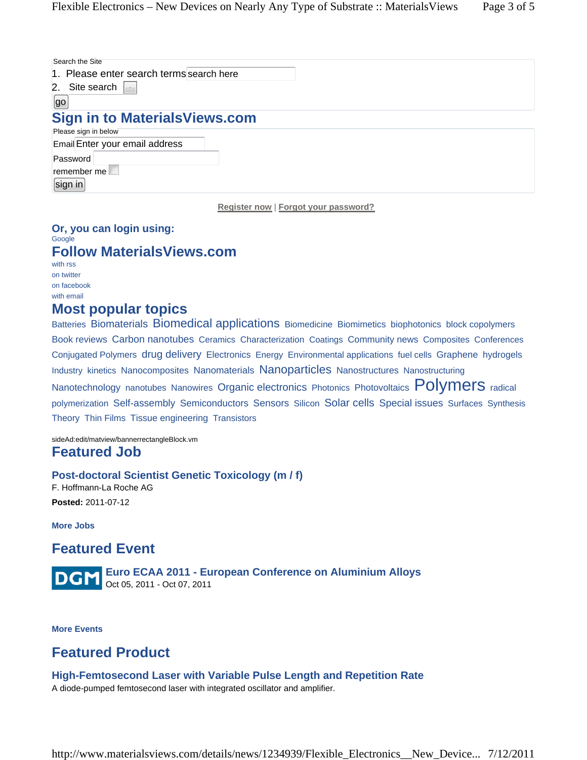Search the Site

1. Please enter search terms search here
2. Site search

go

## Sign in to MaterialsViews.com

Please sign in below

Email Enter your email address

Password

remember me

sign in

Register now | Forgot your password?

### Or, you can login using:

Google

## Follow MaterialsViews.com

with rss

on twitter

on facebook

with email

## Most popular topics

Batteries Biomaterials Biomedical applications Biomedicine Biomimetics biophotonics block copolymers Book reviews Carbon nanotubes Ceramics Characterization Coatings Community news Composites Conferences Conjugated Polymers drug delivery Electronics Energy Environmental applications fuel cells Graphene hydrogels Industry kinetics Nanocomposites Nanomaterials Nanoparticles Nanostructures Nanostructuring Nanotechnology nanotubes Nanowires Organic electronics Photonics Photovoltaics Polymers radical polymerization Self-assembly Semiconductors Sensors Silicon Solar cells Special issues Surfaces Synthesis Theory Thin Films Tissue engineering Transistors

sideAd:edit/matview/bannerrectangleBlock.vm

## Featured Job

### Post-doctoral Scientist Genetic Toxicology (m / f)

F. Hoffmann-La Roche AG

**Posted:** 2011-07-12

**More Jobs**

## Featured Event

DGM

### Euro ECAA 2011 - European Conference on Aluminium Alloys

Oct 05, 2011 - Oct 07, 2011

**More Events**

## Featured Product

### High-Femtosecond Laser with Variable Pulse Length and Repetition Rate

A diode-pumped femtosecond laser with integrated oscillator and amplifier.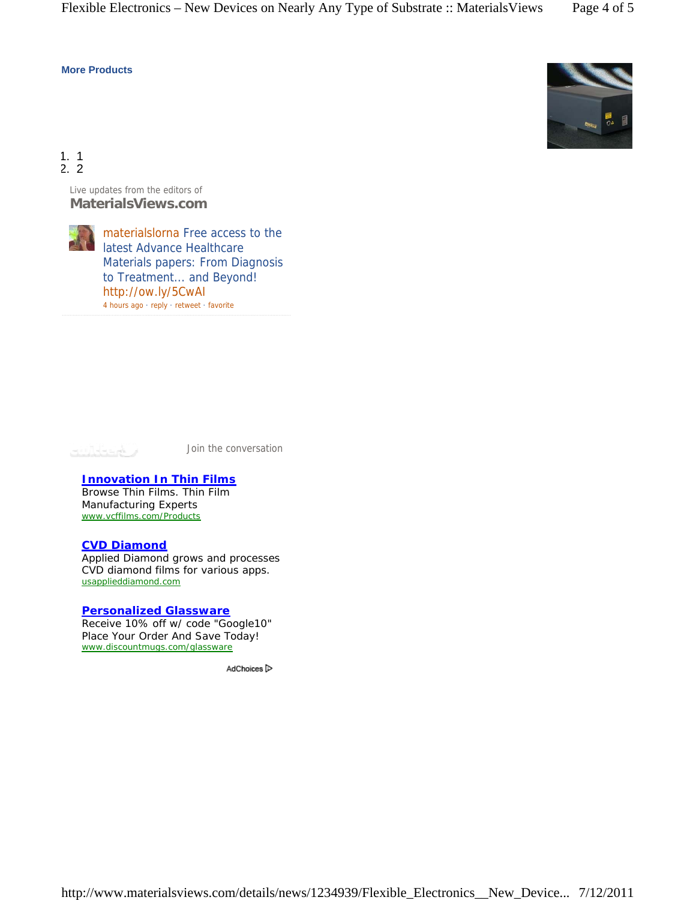**More Products**

1. 1
2. 2

Live updates from the editors of
**MaterialsViews.com**

materialslorna Free access to the latest Advance Healthcare Materials papers: From Diagnosis to Treatment... and Beyond! http://ow.ly/5CwAI
4 hours ago · reply · retweet · favorite

Join the conversation

**Innovation In Thin Films**
Browse Thin Films. Thin Film Manufacturing Experts
www.vcffilms.com/Products

**CVD Diamond**
Applied Diamond grows and processes CVD diamond films for various apps.
usapplieddiamond.com

**Personalized Glassware**
Receive 10% off w/ code "Google10" Place Your Order And Save Today!
www.discountmugs.com/glassware

AdChoices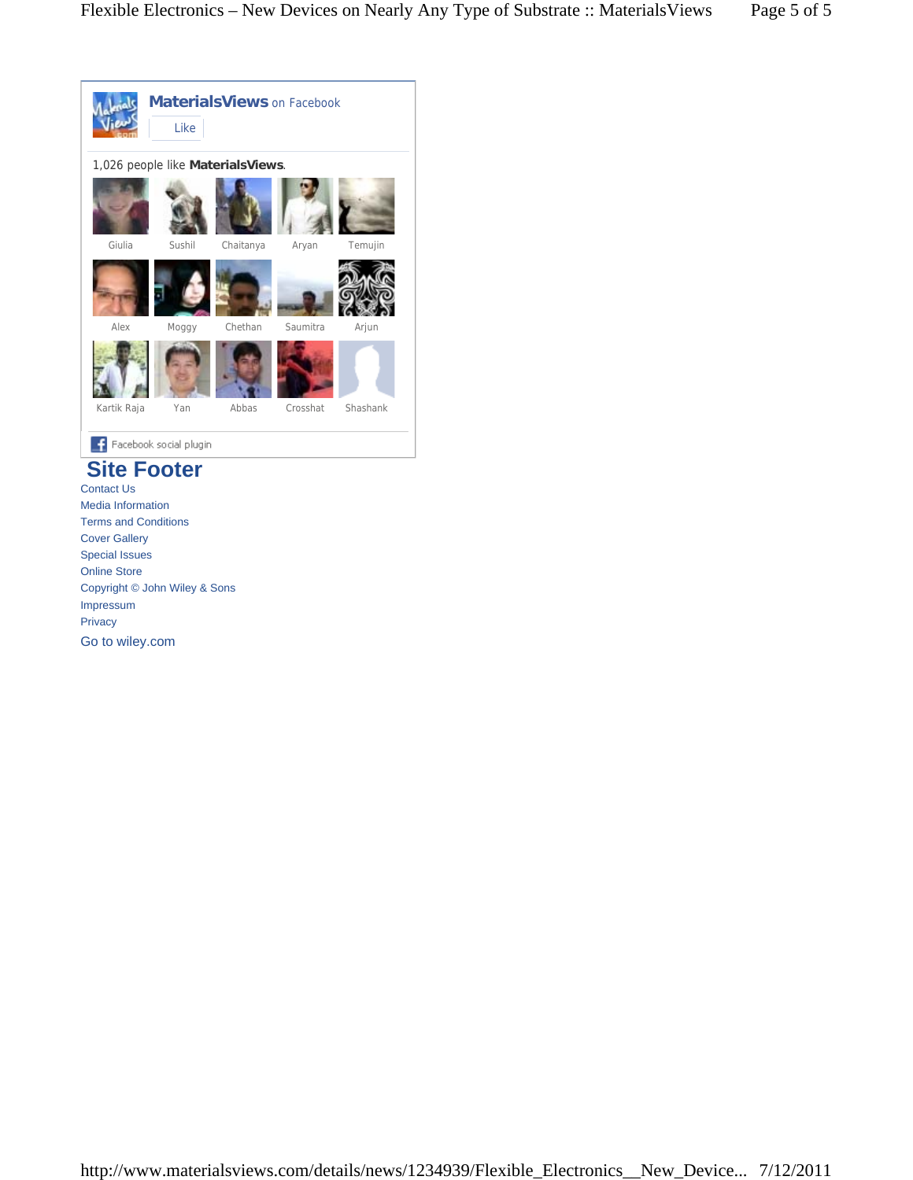**MaterialsViews** on Facebook

Like

1,026 people like **MaterialsViews**.

Giulia Sushil Chaitanya Aryan Temujin

Alex Moggy Chethan Saumitra Arjun

Kartik Raja Yan Abbas Crosshat Shashank

Facebook social plugin

## Site Footer

Contact Us
Media Information
Terms and Conditions
Cover Gallery
Special Issues
Online Store
Copyright © John Wiley & Sons
Impressum
Privacy

Go to wiley.com